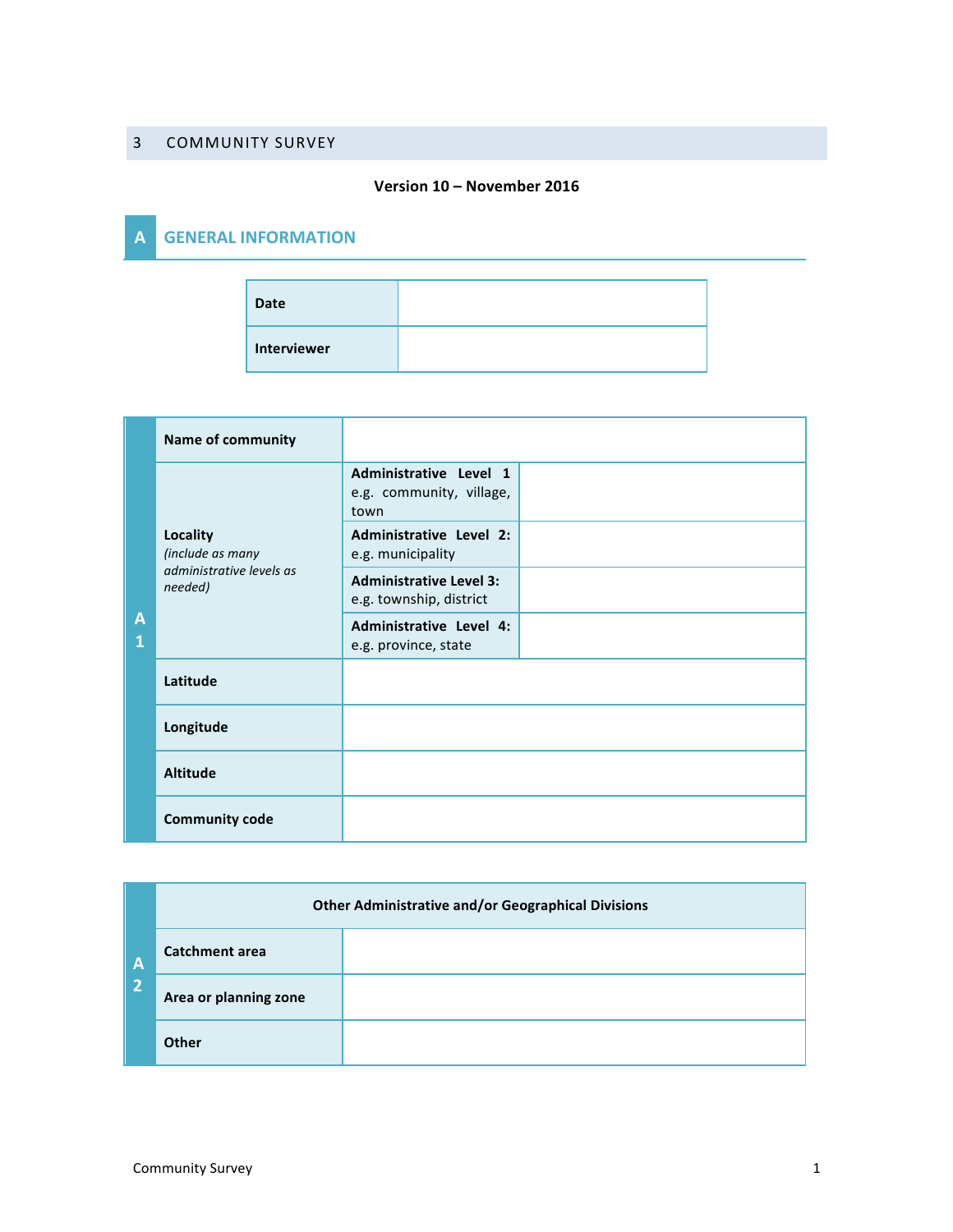## 3 COMMUNITY SURVEY

**Version 10 – November 2016**

## A GENERAL INFORMATION

| | |
|---|---|
| **Date** | |
| **Interviewer** | |

| | | | |
|---|---|---|---|
| **A 1** | **Name of community** | | |
| | **Locality** *(include as many administrative levels as needed)* | **Administrative Level 1** e.g. community, village, town | |
| | | **Administrative Level 2:** e.g. municipality | |
| | | **Administrative Level 3:** e.g. township, district | |
| | | **Administrative Level 4:** e.g. province, state | |
| | **Latitude** | | |
| | **Longitude** | | |
| | **Altitude** | | |
| | **Community code** | | |

| | | |
|---|---|---|
| **A 2** | **Other Administrative and/or Geographical Divisions** | |
| | **Catchment area** | |
| | **Area or planning zone** | |
| | **Other** | |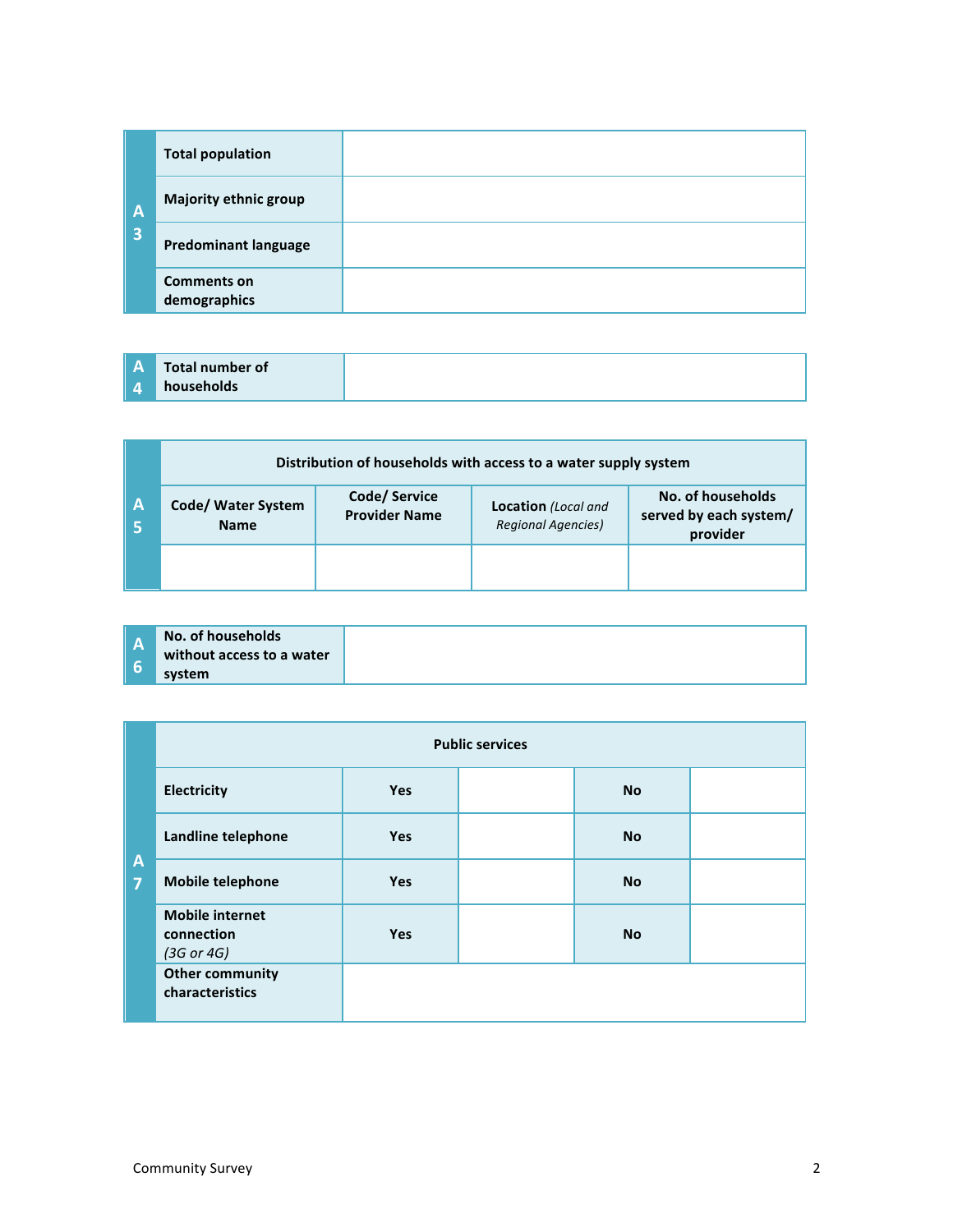| A3 | | |
|---|---|---|
| | **Total population** | |
| | **Majority ethnic group** | |
| | **Predominant language** | |
| | **Comments on demographics** | |

| A4 | | |
|---|---|---|
| | **Total number of households** | |

| A5 | **Distribution of households with access to a water supply system** | | | |
|---|---|---|---|---|
| | **Code/ Water System Name** | **Code/ Service Provider Name** | **Location** *(Local and Regional Agencies)* | **No. of households served by each system/ provider** |
| | | | | |

| A6 | | |
|---|---|---|
| | **No. of households without access to a water system** | |

| A7 | **Public services** | | | | |
|---|---|---|---|---|---|
| | **Electricity** | **Yes** | | **No** | |
| | **Landline telephone** | **Yes** | | **No** | |
| | **Mobile telephone** | **Yes** | | **No** | |
| | **Mobile internet connection** *(3G or 4G)* | **Yes** | | **No** | |
| | **Other community characteristics** | | | | |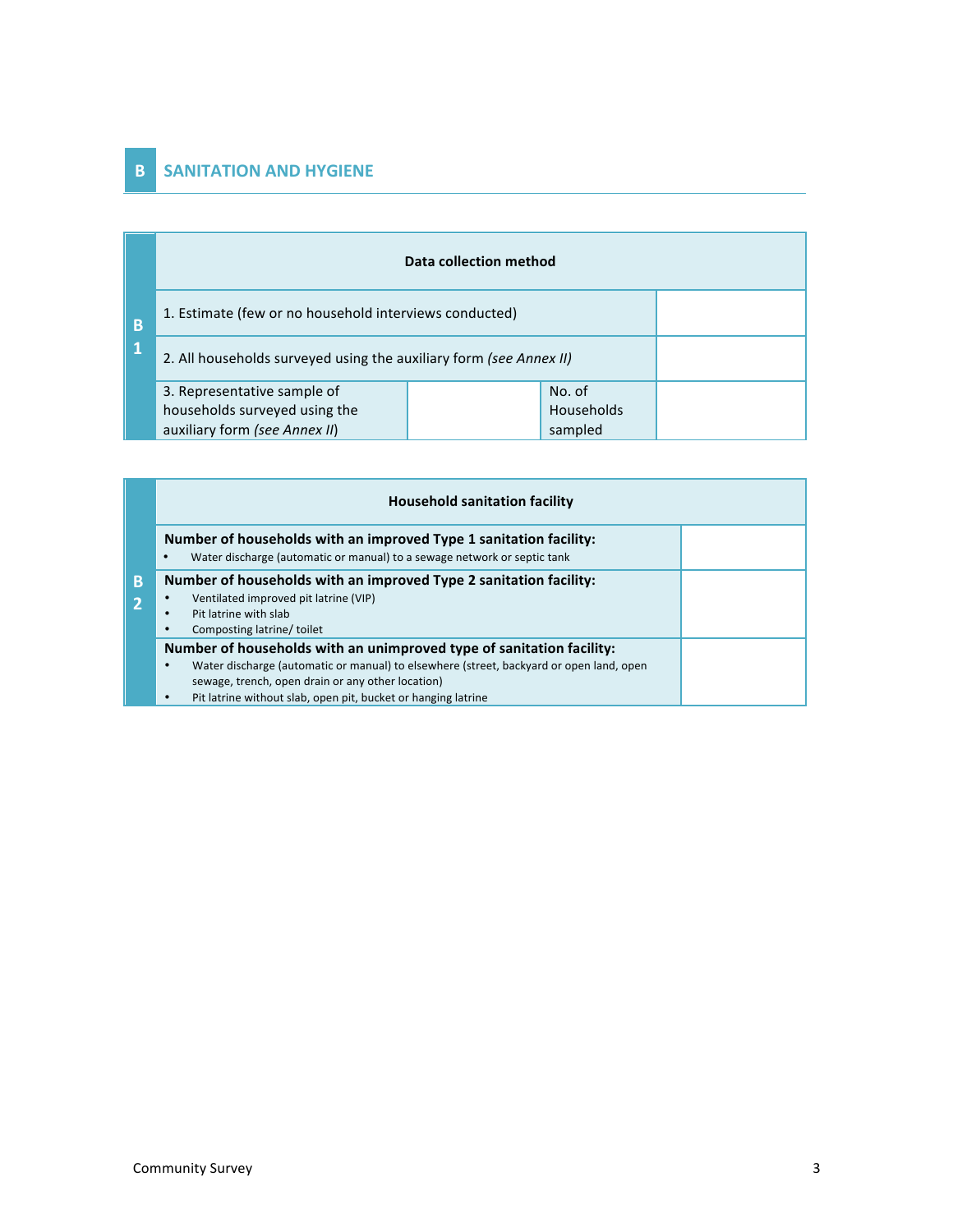## B SANITATION AND HYGIENE

| B1 | Data collection method | | | |
|---|---|---|---|---|
| | 1. Estimate (few or no household interviews conducted) | | | |
| | 2. All households surveyed using the auxiliary form *(see Annex II)* | | | |
| | 3. Representative sample of households surveyed using the auxiliary form *(see Annex II)* | | No. of Households sampled | |

| B2 | Household sanitation facility | |
|---|---|---|
| | **Number of households with an improved Type 1 sanitation facility:**<br>• Water discharge (automatic or manual) to a sewage network or septic tank | |
| | **Number of households with an improved Type 2 sanitation facility:**<br>• Ventilated improved pit latrine (VIP)<br>• Pit latrine with slab<br>• Composting latrine/ toilet | |
| | **Number of households with an unimproved type of sanitation facility:**<br>• Water discharge (automatic or manual) to elsewhere (street, backyard or open land, open sewage, trench, open drain or any other location)<br>• Pit latrine without slab, open pit, bucket or hanging latrine | |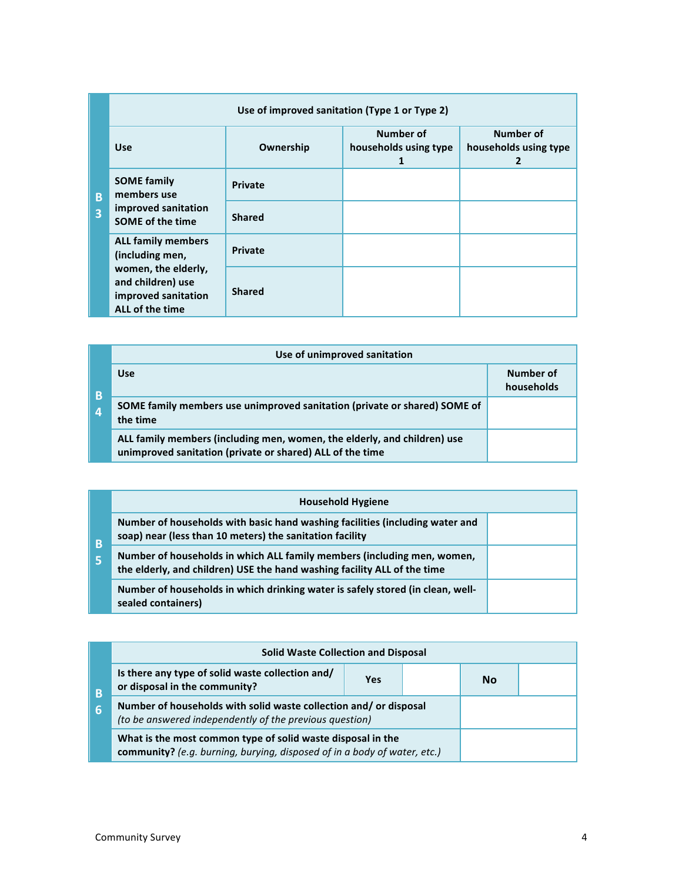| B3 | Use of improved sanitation (Type 1 or Type 2) | | | |
|---|---|---|---|---|
| | **Use** | **Ownership** | **Number of households using type 1** | **Number of households using type 2** |
| | **SOME family members use improved sanitation SOME of the time** | **Private** | | |
| | | **Shared** | | |
| | **ALL family members (including men, women, the elderly, and children) use improved sanitation ALL of the time** | **Private** | | |
| | | **Shared** | | |

| B4 | Use of unimproved sanitation | |
|---|---|---|
| | **Use** | **Number of households** |
| | **SOME family members use unimproved sanitation (private or shared) SOME of the time** | |
| | **ALL family members (including men, women, the elderly, and children) use unimproved sanitation (private or shared) ALL of the time** | |

| B5 | Household Hygiene | |
|---|---|---|
| | **Number of households with basic hand washing facilities (including water and soap) near (less than 10 meters) the sanitation facility** | |
| | **Number of households in which ALL family members (including men, women, the elderly, and children) USE the hand washing facility ALL of the time** | |
| | **Number of households in which drinking water is safely stored (in clean, well-sealed containers)** | |

| B6 | Solid Waste Collection and Disposal | | | | |
|---|---|---|---|---|---|
| | **Is there any type of solid waste collection and/ or disposal in the community?** | **Yes** | | **No** | |
| | **Number of households with solid waste collection and/ or disposal** *(to be answered independently of the previous question)* | | | | |
| | **What is the most common type of solid waste disposal in the community?** *(e.g. burning, burying, disposed of in a body of water, etc.)* | | | | |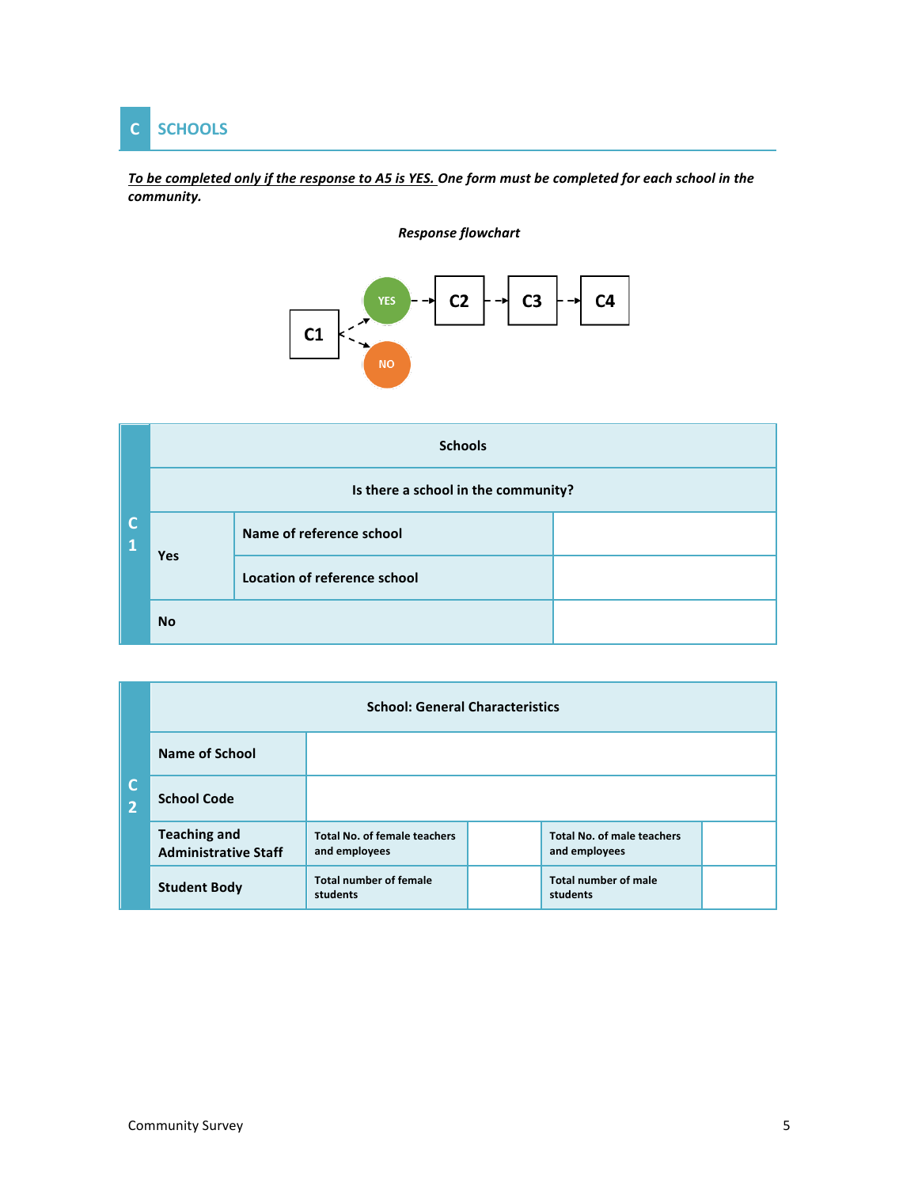## C SCHOOLS

***To be completed only if the response to A5 is YES.*** ***One form must be completed for each school in the community.***

*Response flowchart*

C1 → YES → C2 → C3 → C4

C1 → NO

| C1 | Schools | | |
|---|---|---|---|
| | **Is there a school in the community?** | | |
| | **Yes** | **Name of reference school** | |
| | | **Location of reference school** | |
| | **No** | | |

| C2 | School: General Characteristics | | | | |
|---|---|---|---|---|---|
| | **Name of School** | | | | |
| | **School Code** | | | | |
| | **Teaching and Administrative Staff** | **Total No. of female teachers and employees** | | **Total No. of male teachers and employees** | |
| | **Student Body** | **Total number of female students** | | **Total number of male students** | |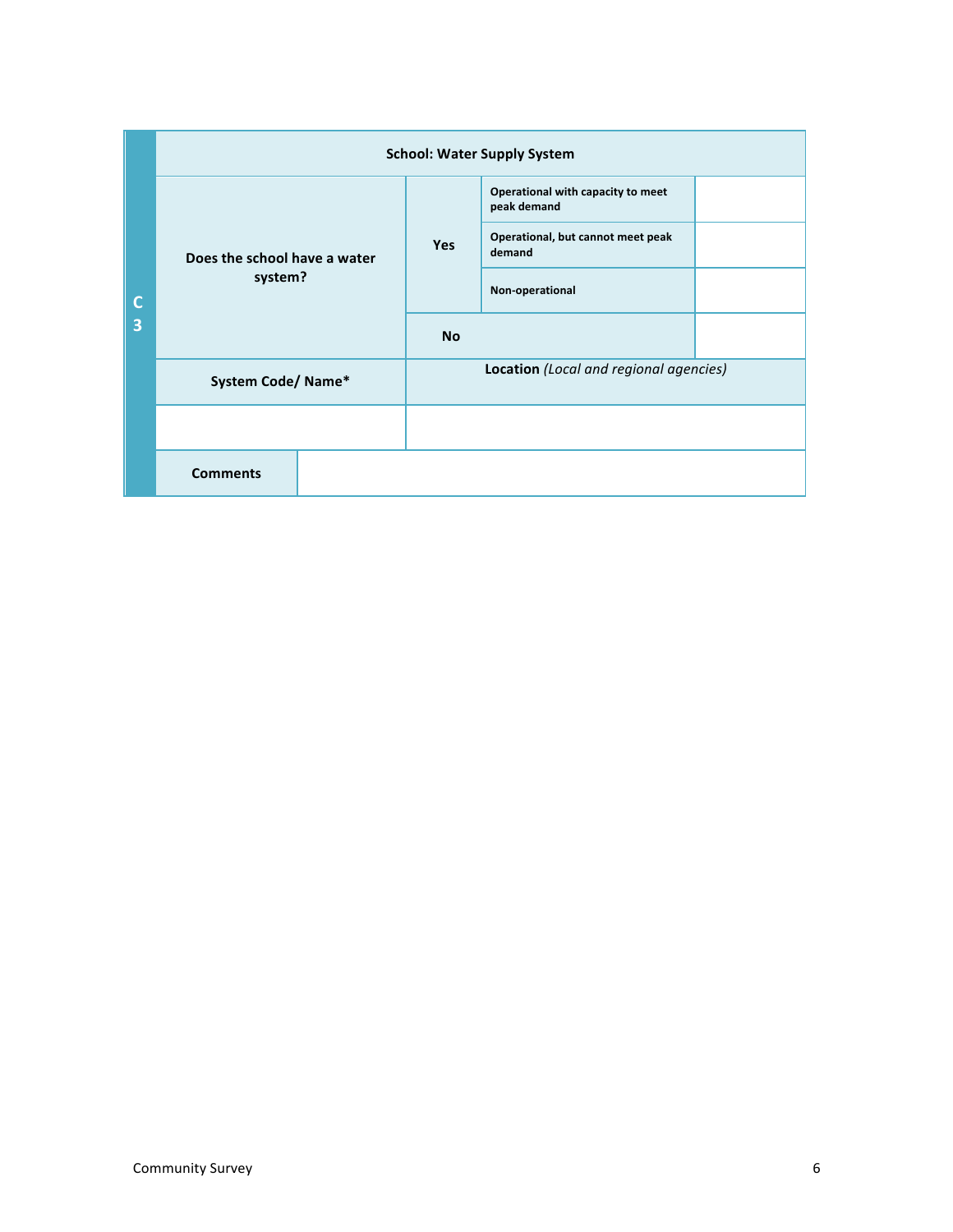| C3 | School: Water Supply System | | | |
|---|---|---|---|---|
| | Does the school have a water system? | Yes | Operational with capacity to meet peak demand | |
| | | | Operational, but cannot meet peak demand | |
| | | | Non-operational | |
| | | No | | |
| | System Code/ Name* | **Location** *(Local and regional agencies)* | | |
| | | | | |
| | Comments | | | |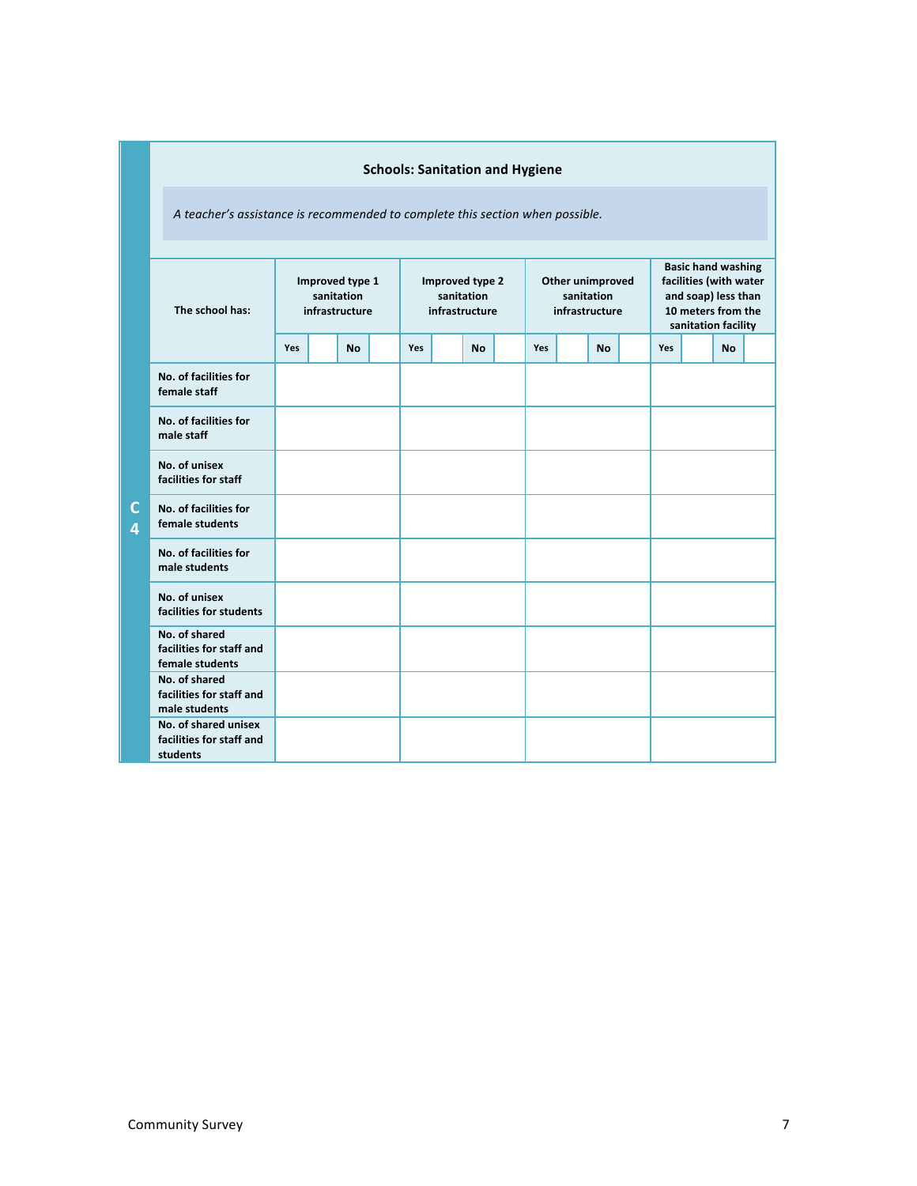**C 4**

### Schools: Sanitation and Hygiene

*A teacher's assistance is recommended to complete this section when possible.*

| The school has: | Improved type 1 sanitation infrastructure | | | | Improved type 2 sanitation infrastructure | | | | Other unimproved sanitation infrastructure | | | | Basic hand washing facilities (with water and soap) less than 10 meters from the sanitation facility | | | |
|---|---|---|---|---|---|---|---|---|---|---|---|---|---|---|---|---|
| | Yes | | No | | Yes | | No | | Yes | | No | | Yes | | No | |
| No. of facilities for female staff | | | | | | | | | | | | | | | | |
| No. of facilities for male staff | | | | | | | | | | | | | | | | |
| No. of unisex facilities for staff | | | | | | | | | | | | | | | | |
| No. of facilities for female students | | | | | | | | | | | | | | | | |
| No. of facilities for male students | | | | | | | | | | | | | | | | |
| No. of unisex facilities for students | | | | | | | | | | | | | | | | |
| No. of shared facilities for staff and female students | | | | | | | | | | | | | | | | |
| No. of shared facilities for staff and male students | | | | | | | | | | | | | | | | |
| No. of shared unisex facilities for staff and students | | | | | | | | | | | | | | | | |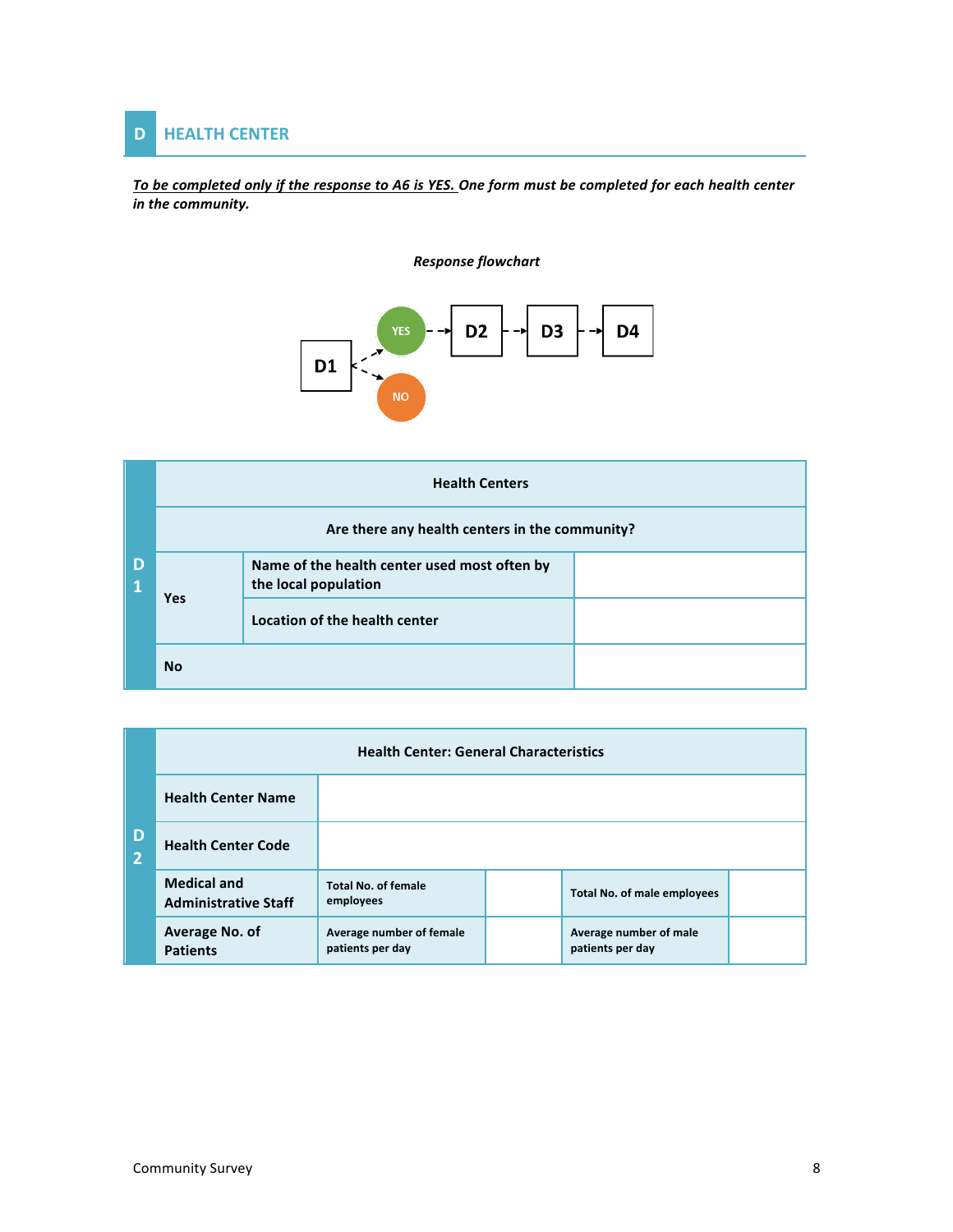## D HEALTH CENTER

***To be completed only if the response to A6 is YES.* One form must be completed for each health center in the community.**

***Response flowchart***

D1 → YES → D2 → D3 → D4
D1 → NO

| D1 | Health Centers | | |
|---|---|---|---|
| | **Are there any health centers in the community?** | | |
| | **Yes** | **Name of the health center used most often by the local population** | |
| | | **Location of the health center** | |
| | **No** | | |

| D2 | Health Center: General Characteristics | | | |
|---|---|---|---|---|
| | **Health Center Name** | | | |
| | **Health Center Code** | | | |
| | **Medical and Administrative Staff** | **Total No. of female employees** | | **Total No. of male employees** | |
| | **Average No. of Patients** | **Average number of female patients per day** | | **Average number of male patients per day** | |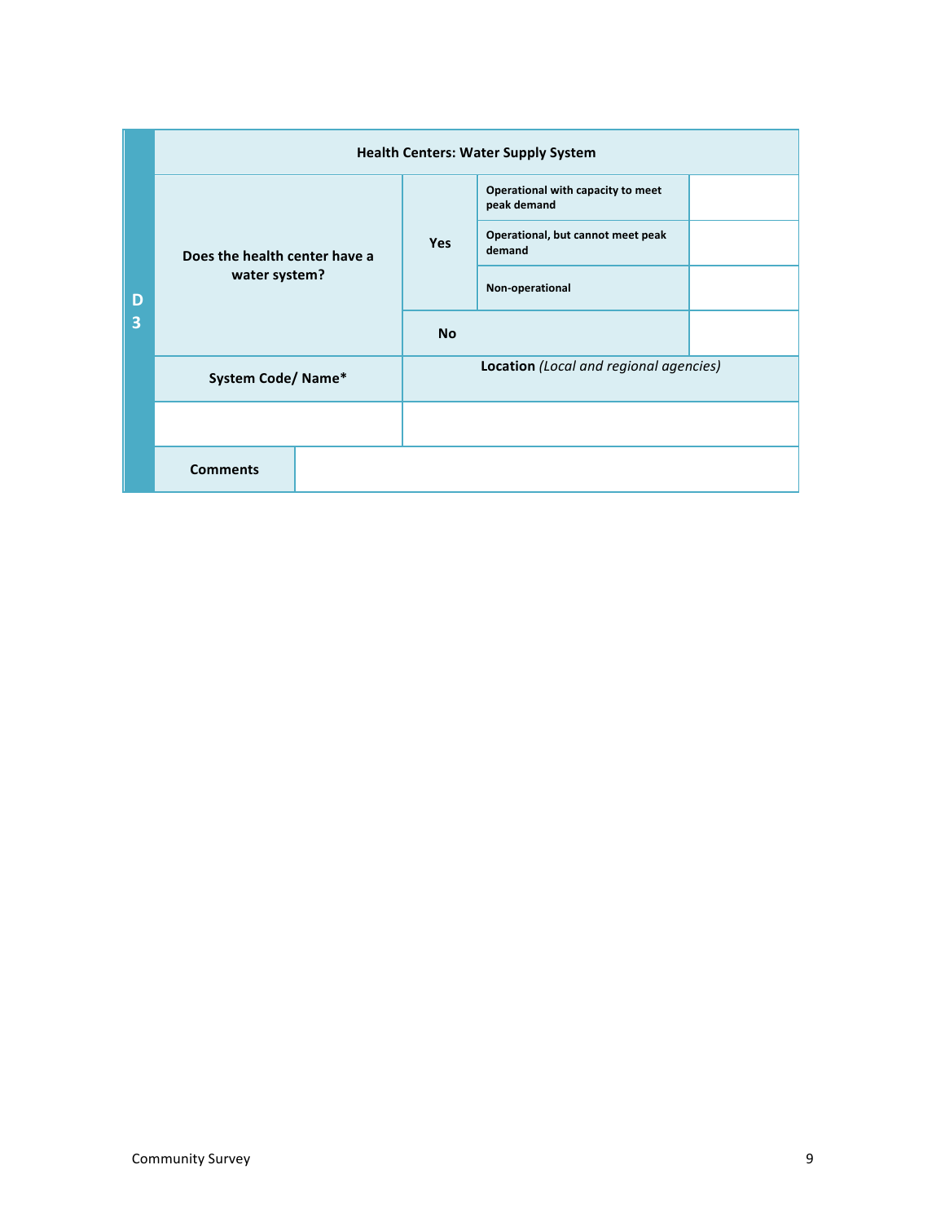| D3 | Health Centers: Water Supply System | | | |
|---|---|---|---|---|
| | Does the health center have a water system? | Yes | Operational with capacity to meet peak demand | |
| | | | Operational, but cannot meet peak demand | |
| | | | Non-operational | |
| | | No | | |
| | System Code/ Name* | Location *(Local and regional agencies)* | | |
| | | | | |
| | Comments | | | |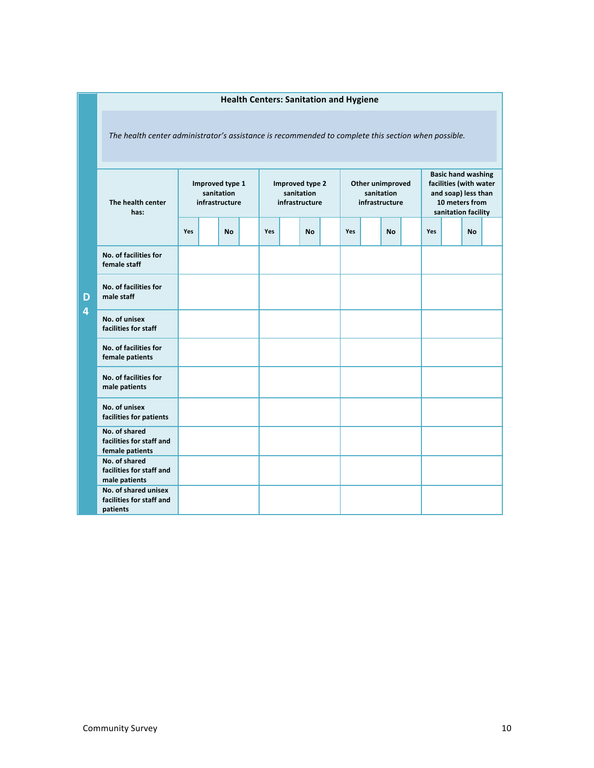## Health Centers: Sanitation and Hygiene

D4

*The health center administrator's assistance is recommended to complete this section when possible.*

| The health center has: | Improved type 1 sanitation infrastructure | | | | Improved type 2 sanitation infrastructure | | | | Other unimproved sanitation infrastructure | | | | Basic hand washing facilities (with water and soap) less than 10 meters from sanitation facility | | | |
|---|---|---|---|---|---|---|---|---|---|---|---|---|---|---|---|---|
| | Yes | | No | | Yes | | No | | Yes | | No | | Yes | | No | |
| No. of facilities for female staff | | | | | | | | | | | | | | | | |
| No. of facilities for male staff | | | | | | | | | | | | | | | | |
| No. of unisex facilities for staff | | | | | | | | | | | | | | | | |
| No. of facilities for female patients | | | | | | | | | | | | | | | | |
| No. of facilities for male patients | | | | | | | | | | | | | | | | |
| No. of unisex facilities for patients | | | | | | | | | | | | | | | | |
| No. of shared facilities for staff and female patients | | | | | | | | | | | | | | | | |
| No. of shared facilities for staff and male patients | | | | | | | | | | | | | | | | |
| No. of shared unisex facilities for staff and patients | | | | | | | | | | | | | | | | |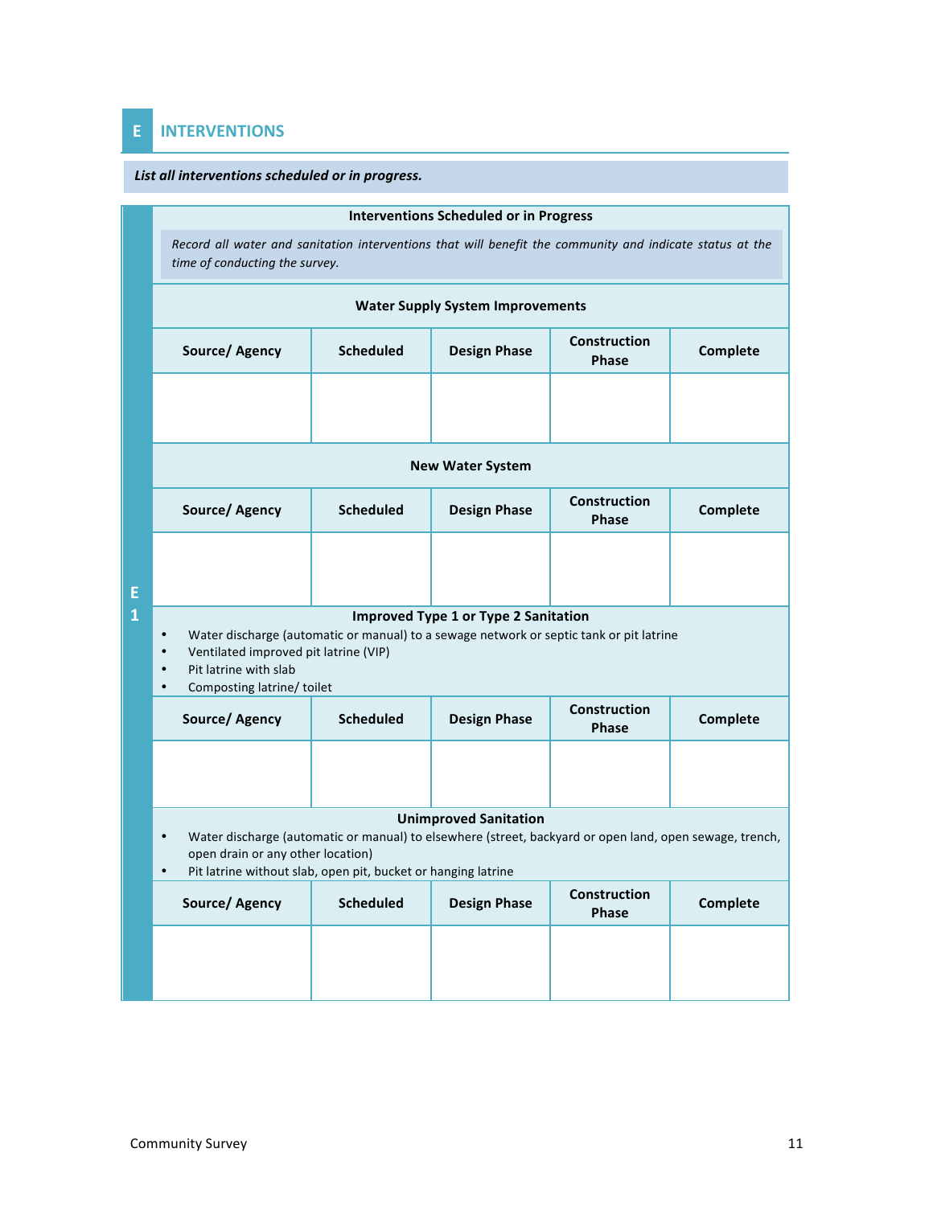## E INTERVENTIONS

***List all interventions scheduled or in progress.***

**E1**

**Interventions Scheduled or in Progress**

*Record all water and sanitation interventions that will benefit the community and indicate status at the time of conducting the survey.*

**Water Supply System Improvements**

| Source/ Agency | Scheduled | Design Phase | Construction Phase | Complete |
|---|---|---|---|---|
| | | | | |

**New Water System**

| Source/ Agency | Scheduled | Design Phase | Construction Phase | Complete |
|---|---|---|---|---|
| | | | | |

**Improved Type 1 or Type 2 Sanitation**

- Water discharge (automatic or manual) to a sewage network or septic tank or pit latrine
- Ventilated improved pit latrine (VIP)
- Pit latrine with slab
- Composting latrine/ toilet

| Source/ Agency | Scheduled | Design Phase | Construction Phase | Complete |
|---|---|---|---|---|
| | | | | |

**Unimproved Sanitation**

- Water discharge (automatic or manual) to elsewhere (street, backyard or open land, open sewage, trench, open drain or any other location)
- Pit latrine without slab, open pit, bucket or hanging latrine

| Source/ Agency | Scheduled | Design Phase | Construction Phase | Complete |
|---|---|---|---|---|
| | | | | |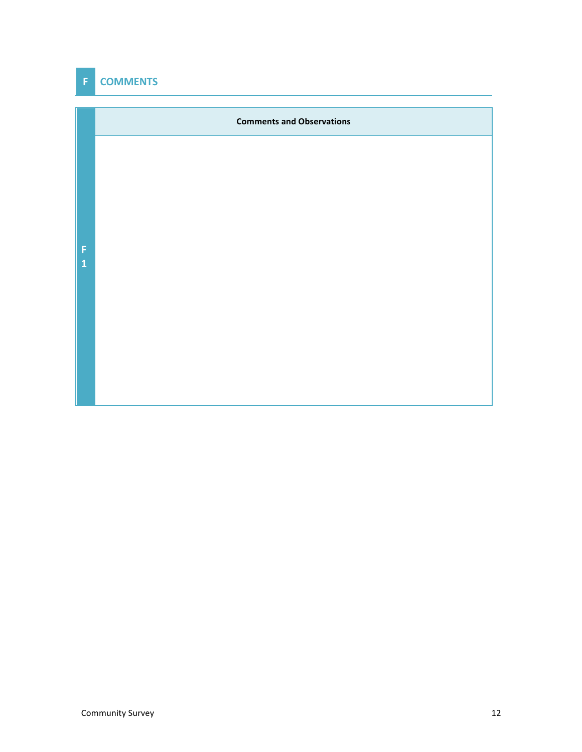## F COMMENTS

| F1 | Comments and Observations |
|---|---|
| | |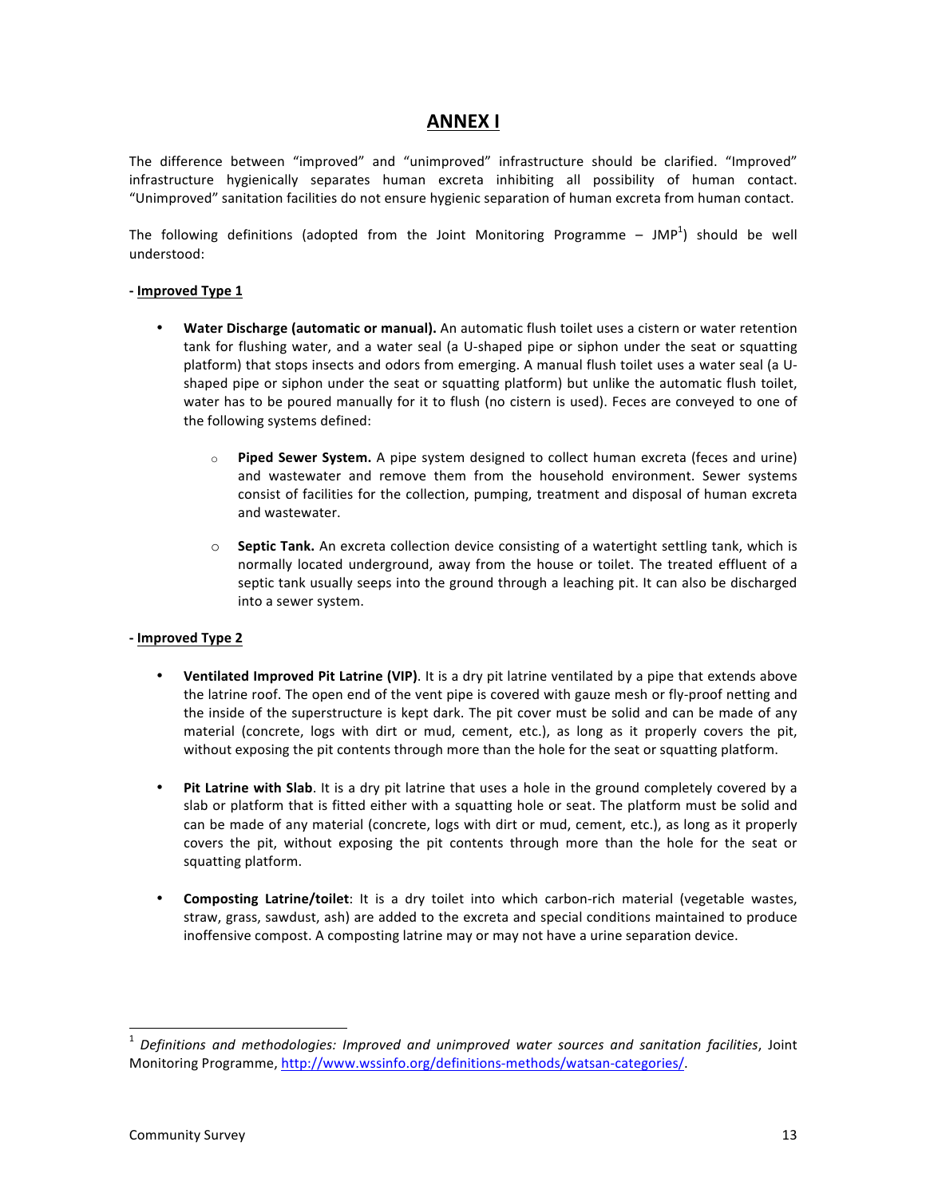# ANNEX I

The difference between "improved" and "unimproved" infrastructure should be clarified. "Improved" infrastructure hygienically separates human excreta inhibiting all possibility of human contact. "Unimproved" sanitation facilities do not ensure hygienic separation of human excreta from human contact.

The following definitions (adopted from the Joint Monitoring Programme – JMP[1]) should be well understood:

**- Improved Type 1**

- **Water Discharge (automatic or manual).** An automatic flush toilet uses a cistern or water retention tank for flushing water, and a water seal (a U-shaped pipe or siphon under the seat or squatting platform) that stops insects and odors from emerging. A manual flush toilet uses a water seal (a U-shaped pipe or siphon under the seat or squatting platform) but unlike the automatic flush toilet, water has to be poured manually for it to flush (no cistern is used). Feces are conveyed to one of the following systems defined:
    - **Piped Sewer System.** A pipe system designed to collect human excreta (feces and urine) and wastewater and remove them from the household environment. Sewer systems consist of facilities for the collection, pumping, treatment and disposal of human excreta and wastewater.
    - **Septic Tank.** An excreta collection device consisting of a watertight settling tank, which is normally located underground, away from the house or toilet. The treated effluent of a septic tank usually seeps into the ground through a leaching pit. It can also be discharged into a sewer system.

**- Improved Type 2**

- **Ventilated Improved Pit Latrine (VIP)**. It is a dry pit latrine ventilated by a pipe that extends above the latrine roof. The open end of the vent pipe is covered with gauze mesh or fly-proof netting and the inside of the superstructure is kept dark. The pit cover must be solid and can be made of any material (concrete, logs with dirt or mud, cement, etc.), as long as it properly covers the pit, without exposing the pit contents through more than the hole for the seat or squatting platform.
- **Pit Latrine with Slab**. It is a dry pit latrine that uses a hole in the ground completely covered by a slab or platform that is fitted either with a squatting hole or seat. The platform must be solid and can be made of any material (concrete, logs with dirt or mud, cement, etc.), as long as it properly covers the pit, without exposing the pit contents through more than the hole for the seat or squatting platform.
- **Composting Latrine/toilet**: It is a dry toilet into which carbon-rich material (vegetable wastes, straw, grass, sawdust, ash) are added to the excreta and special conditions maintained to produce inoffensive compost. A composting latrine may or may not have a urine separation device.

---

[1] *Definitions and methodologies: Improved and unimproved water sources and sanitation facilities*, Joint Monitoring Programme, http://www.wssinfo.org/definitions-methods/watsan-categories/.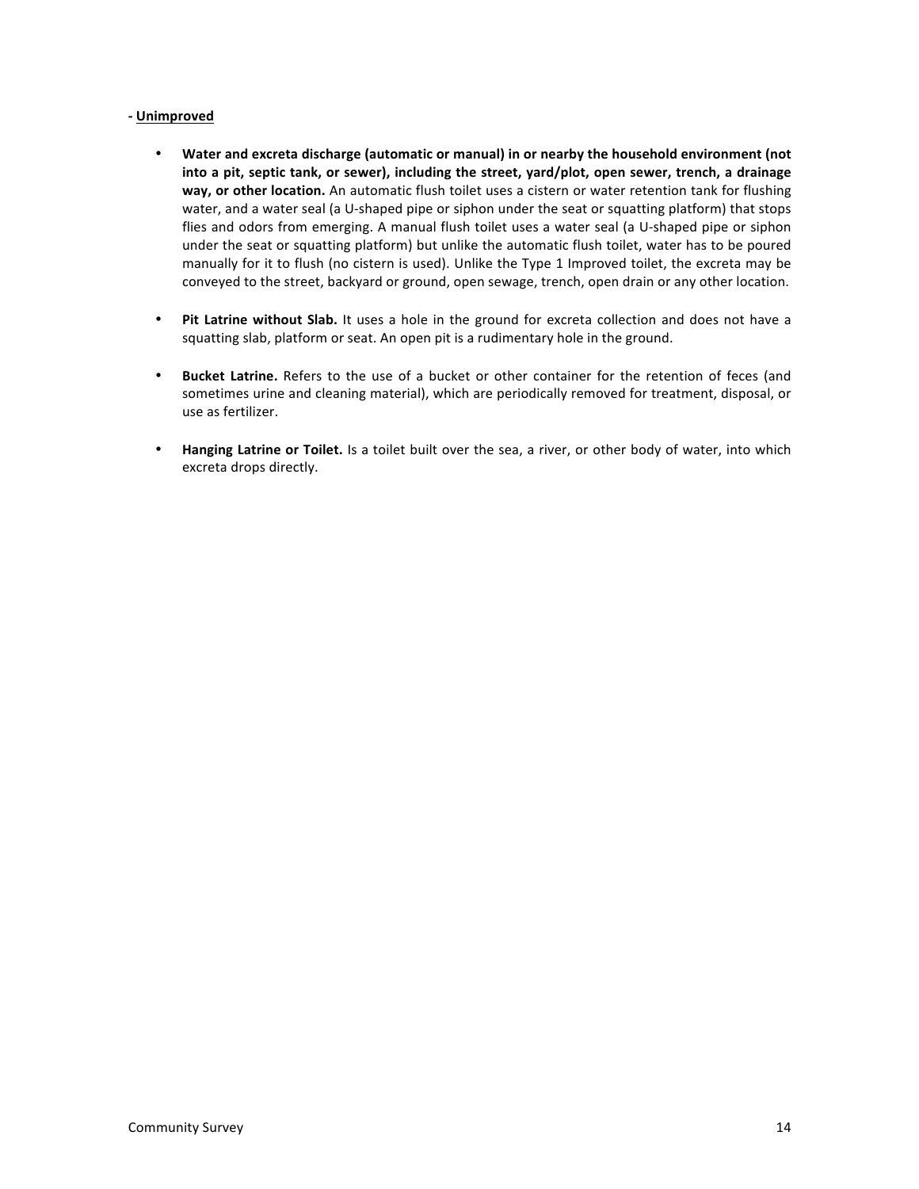**- <u>Unimproved</u>**

- **Water and excreta discharge (automatic or manual) in or nearby the household environment (not into a pit, septic tank, or sewer), including the street, yard/plot, open sewer, trench, a drainage way, or other location.** An automatic flush toilet uses a cistern or water retention tank for flushing water, and a water seal (a U-shaped pipe or siphon under the seat or squatting platform) that stops flies and odors from emerging. A manual flush toilet uses a water seal (a U-shaped pipe or siphon under the seat or squatting platform) but unlike the automatic flush toilet, water has to be poured manually for it to flush (no cistern is used). Unlike the Type 1 Improved toilet, the excreta may be conveyed to the street, backyard or ground, open sewage, trench, open drain or any other location.

- **Pit Latrine without Slab.** It uses a hole in the ground for excreta collection and does not have a squatting slab, platform or seat. An open pit is a rudimentary hole in the ground.

- **Bucket Latrine.** Refers to the use of a bucket or other container for the retention of feces (and sometimes urine and cleaning material), which are periodically removed for treatment, disposal, or use as fertilizer.

- **Hanging Latrine or Toilet.** Is a toilet built over the sea, a river, or other body of water, into which excreta drops directly.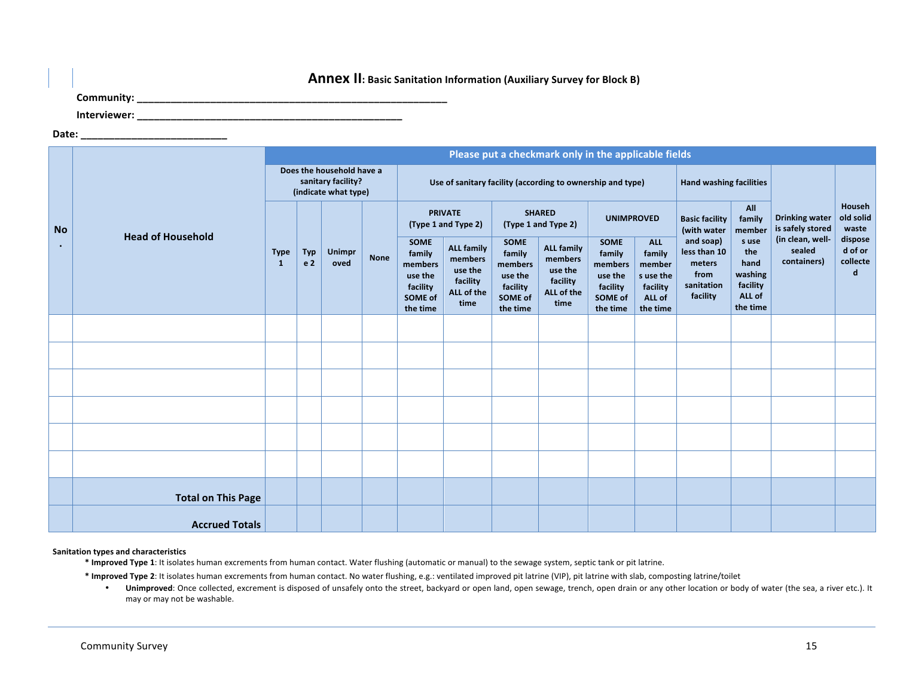# **Annex II**: Basic Sanitation Information (Auxiliary Survey for Block B)

**Community:** ______________________________________________________

**Interviewer:** ______________________________________________

**Date:** _________________________

| No. | Head of Household | Please put a checkmark only in the applicable fields | | | | | | | | | | | | | |
|---|---|---|---|---|---|---|---|---|---|---|---|---|---|---|---|
| | | Does the household have a sanitary facility? (indicate what type) | | | | Use of sanitary facility (according to ownership and type) | | | | | | Hand washing facilities | | Drinking water is safely stored (in clean, well-sealed containers) | Household solid waste disposed of or collected |
| | | Type 1 | Type 2 | Unimproved | None | PRIVATE (Type 1 and Type 2) | | SHARED (Type 1 and Type 2) | | UNIMPROVED | | Basic facility (with water and soap) less than 10 meters from sanitation facility | All family members use the hand washing facility ALL of the time | | |
| | | | | | | SOME family members use the facility SOME of the time | ALL family members use the facility ALL of the time | SOME family members use the facility SOME of the time | ALL family members use the facility ALL of the time | SOME family members use the facility SOME of the time | ALL family members use the facility ALL of the time | | | | |
| | | | | | | | | | | | | | | | |
| | | | | | | | | | | | | | | | |
| | | | | | | | | | | | | | | | |
| | | | | | | | | | | | | | | | |
| | | | | | | | | | | | | | | | |
| | | | | | | | | | | | | | | | |
| | **Total on This Page** | | | | | | | | | | | | | | |
| | **Accrued Totals** | | | | | | | | | | | | | | |

**Sanitation types and characteristics**

* **Improved Type 1**: It isolates human excrements from human contact. Water flushing (automatic or manual) to the sewage system, septic tank or pit latrine.
* **Improved Type 2**: It isolates human excrements from human contact. No water flushing, e.g.: ventilated improved pit latrine (VIP), pit latrine with slab, composting latrine/toilet
  - **Unimproved**: Once collected, excrement is disposed of unsafely onto the street, backyard or open land, open sewage, trench, open drain or any other location or body of water (the sea, a river etc.). It may or may not be washable.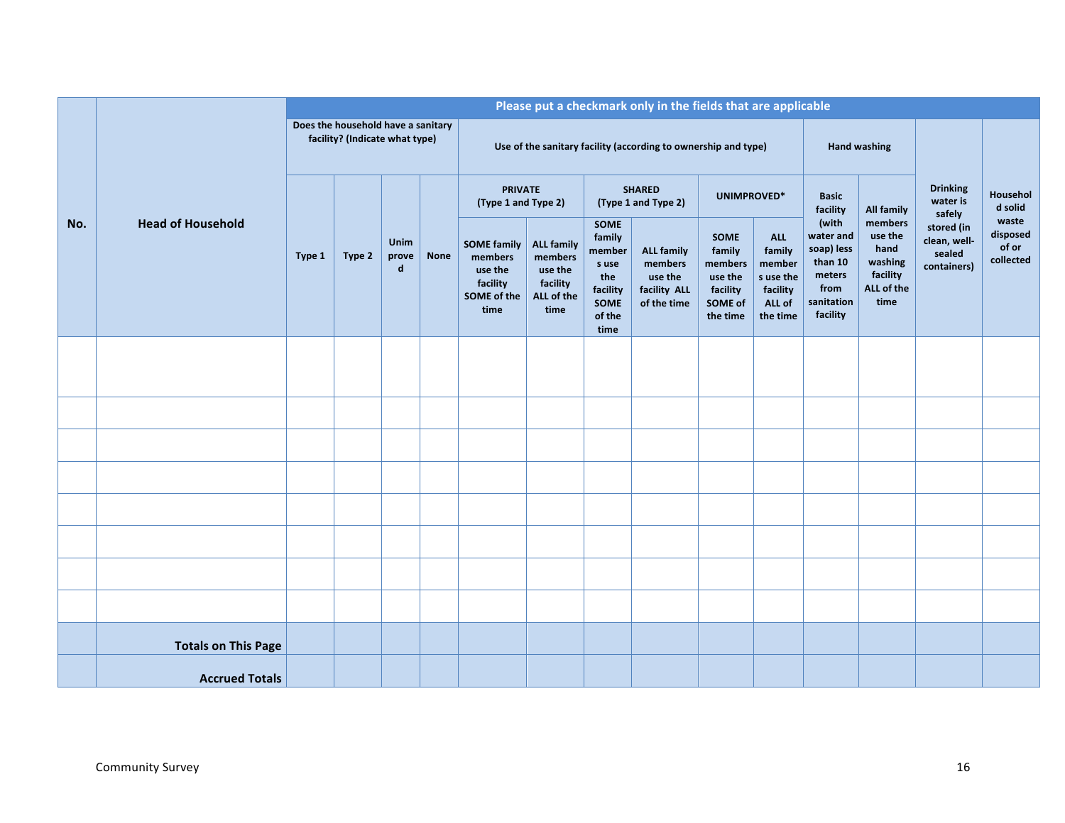| No. | Head of Household | Please put a checkmark only in the fields that are applicable | | | | | | | | | | | | | |
|---|---|---|---|---|---|---|---|---|---|---|---|---|---|---|---|
| | | Does the household have a sanitary facility? (Indicate what type) | | | | Use of the sanitary facility (according to ownership and type) | | | | | | Hand washing | | Drinking water is safely stored (in clean, well-sealed containers) | Household solid waste disposed of or collected |
| | | | | | | PRIVATE (Type 1 and Type 2) | | SHARED (Type 1 and Type 2) | | UNIMPROVED* | | | | | |
| | | Type 1 | Type 2 | Unimproved | None | SOME family members use the facility SOME of the time | ALL family members use the facility ALL of the time | SOME family members use the facility SOME of the time | ALL family members use the facility ALL of the time | SOME family members use the facility SOME of the time | ALL family members use the facility ALL of the time | Basic facility (with water and soap) less than 10 meters from sanitation facility | All family members use the hand washing facility ALL of the time | | |
| | | | | | | | | | | | | | | | |
| | | | | | | | | | | | | | | | |
| | | | | | | | | | | | | | | | |
| | | | | | | | | | | | | | | | |
| | | | | | | | | | | | | | | | |
| | | | | | | | | | | | | | | | |
| | | | | | | | | | | | | | | | |
| | | | | | | | | | | | | | | | |
| | **Totals on This Page** | | | | | | | | | | | | | | |
| | **Accrued Totals** | | | | | | | | | | | | | | |

Community Survey